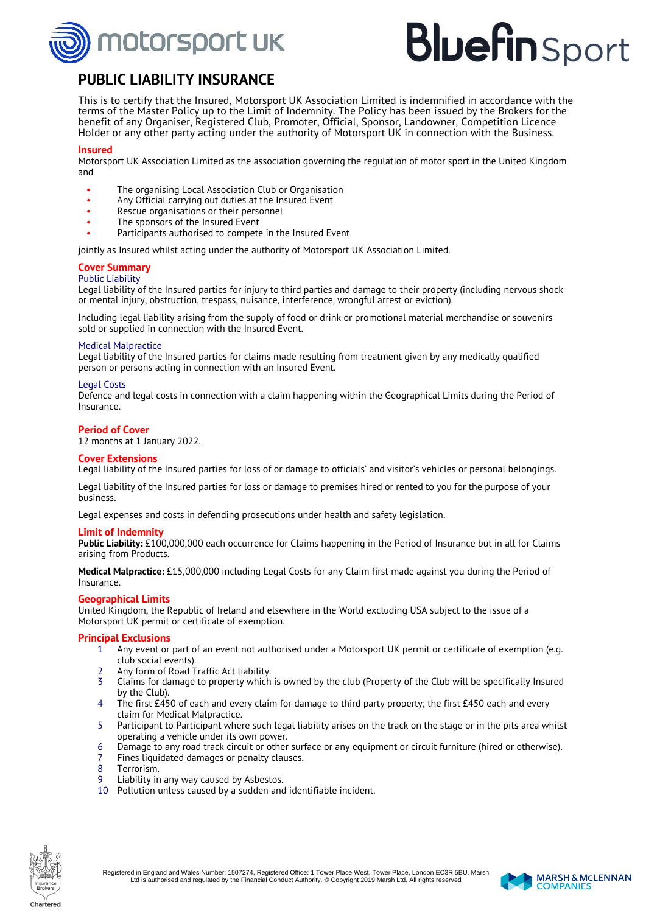# PUBLIC LIABILITY INSURANCE

This is to certify that the Insured, Motorsport UK Association Limited is indemnified in accordance with the terms of the Master Policy up to the Limit of Indemnity. The Policy has been issued by the Brokers for the benefit of any Organiser, Registered Club, Promoter, Official, Sponsor, Landowner, Competition Licence Holder or any other party acting under the authority of Motorsport UK in connection with the Business.

## Insured

Motorsport UK Association Limited as the association governing the regulation of motor sport in the United Kingdom and

- The organising Local Association Club or Organisation
- Any Official carrying out duties at the Insured Event
- Rescue organisations or their personnel
- The sponsors of the Insured Event
- Participants authorised to compete in the Insured Event

jointly as Insured whilst acting under the authority of Motorsport UK Association Limited.

## Cover Summary

### Public Liability

Legal liability of the Insured parties for injury to third parties and damage to their property (including nervous shock or mental injury, obstruction, trespass, nuisance, interference, wrongful arrest or eviction).

Including legal liability arising from the supply of food or drink or promotional material merchandise or souvenirs sold or supplied in connection with the Insured Event.

### Medical Malpractice

Legal liability of the Insured parties for claims made resulting from treatment given by any medically qualified person or persons acting in connection with an Insured Event.

### Legal Costs

Defence and legal costs in connection with a claim happening within the Geographical Limits during the Period of Insurance.

## Period of Cover

12 months at 1 January 2022.

## Cover Extensions

Legal liability of the Insured parties for loss of or damage to officials' and visitor's vehicles or personal belongings.

Legal liability of the Insured parties for loss or damage to premises hired or rented to you for the purpose of your business.

Legal expenses and costs in defending prosecutions under health and safety legislation.

## Limit of Indemnity

**Public Liability:** £100,000,000 each occurrence for Claims happening in the Period of Insurance but in all for Claims arising from Products.

**Medical Malpractice:** £15,000,000 including Legal Costs for any Claim first made against you during the Period of Insurance.

## Geographical Limits

United Kingdom, the Republic of Ireland and elsewhere in the World excluding USA subject to the issue of a Motorsport UK permit or certificate of exemption.

## Principal Exclusions

1. Any event or part of an event not authorised under a Motorsport UK permit or certificate of exemption (e.g. club social events).
2. Any form of Road Traffic Act liability.
3. Claims for damage to property which is owned by the club (Property of the Club will be specifically Insured by the Club).
4. The first £450 of each and every claim for damage to third party property; the first £450 each and every claim for Medical Malpractice.
5. Participant to Participant where such legal liability arises on the track on the stage or in the pits area whilst operating a vehicle under its own power.
6. Damage to any road track circuit or other surface or any equipment or circuit furniture (hired or otherwise).
7. Fines liquidated damages or penalty clauses.
8. Terrorism.
9. Liability in any way caused by Asbestos.
10. Pollution unless caused by a sudden and identifiable incident.

Registered in England and Wales Number: 1507274, Registered Office: 1 Tower Place West, Tower Place, London EC3R 5BU. Marsh Ltd is authorised and regulated by the Financial Conduct Authority. © Copyright 2019 Marsh Ltd. All rights reserved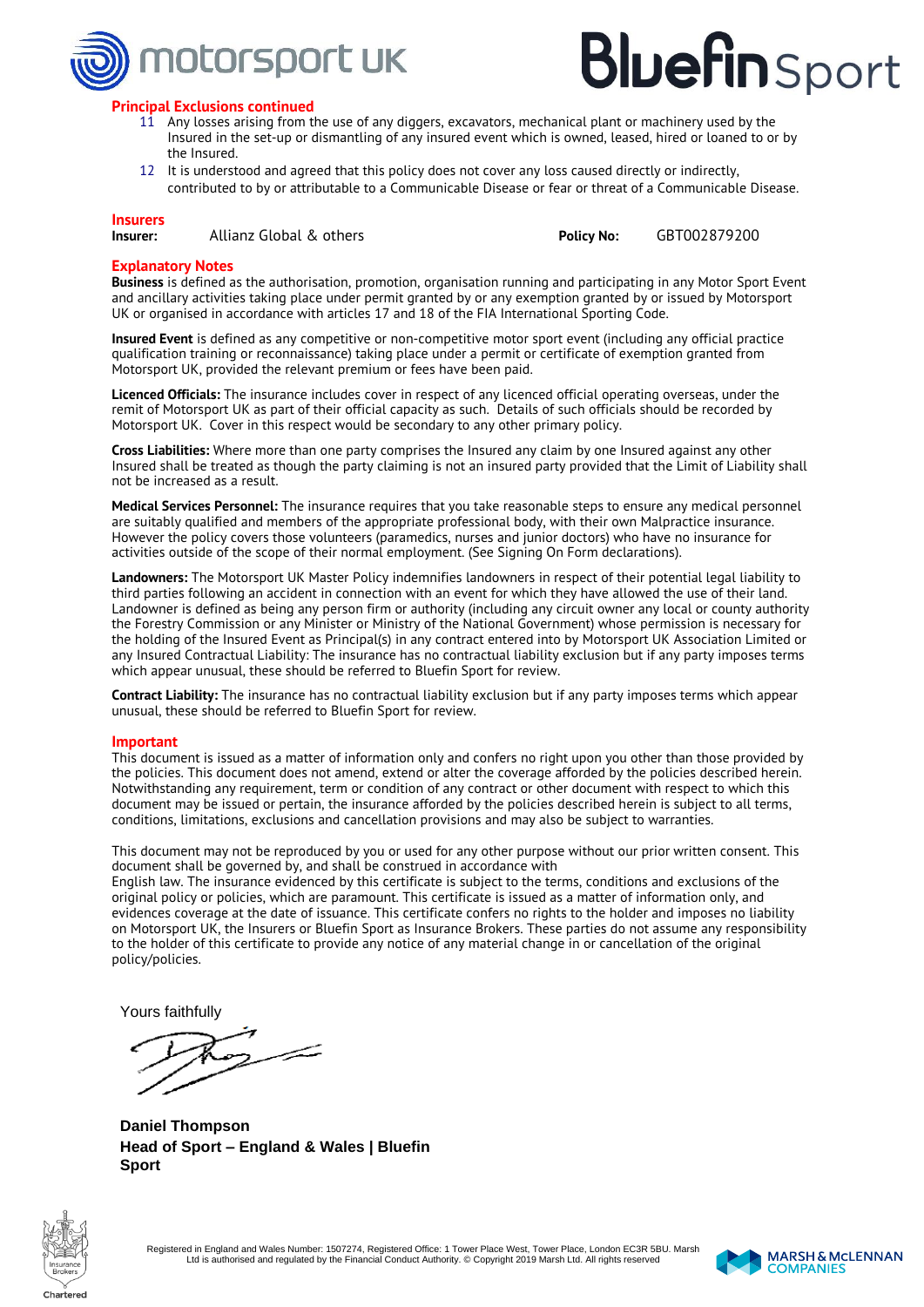## Principal Exclusions continued

11. Any losses arising from the use of any diggers, excavators, mechanical plant or machinery used by the Insured in the set-up or dismantling of any insured event which is owned, leased, hired or loaned to or by the Insured.
12. It is understood and agreed that this policy does not cover any loss caused directly or indirectly, contributed to by or attributable to a Communicable Disease or fear or threat of a Communicable Disease.

## Insurers

**Insurer:** Allianz Global & others **Policy No:** GBT002879200

## Explanatory Notes

**Business** is defined as the authorisation, promotion, organisation running and participating in any Motor Sport Event and ancillary activities taking place under permit granted by or any exemption granted by or issued by Motorsport UK or organised in accordance with articles 17 and 18 of the FIA International Sporting Code.

**Insured Event** is defined as any competitive or non-competitive motor sport event (including any official practice qualification training or reconnaissance) taking place under a permit or certificate of exemption granted from Motorsport UK, provided the relevant premium or fees have been paid.

**Licenced Officials:** The insurance includes cover in respect of any licenced official operating overseas, under the remit of Motorsport UK as part of their official capacity as such. Details of such officials should be recorded by Motorsport UK. Cover in this respect would be secondary to any other primary policy.

**Cross Liabilities:** Where more than one party comprises the Insured any claim by one Insured against any other Insured shall be treated as though the party claiming is not an insured party provided that the Limit of Liability shall not be increased as a result.

**Medical Services Personnel:** The insurance requires that you take reasonable steps to ensure any medical personnel are suitably qualified and members of the appropriate professional body, with their own Malpractice insurance. However the policy covers those volunteers (paramedics, nurses and junior doctors) who have no insurance for activities outside of the scope of their normal employment. (See Signing On Form declarations).

**Landowners:** The Motorsport UK Master Policy indemnifies landowners in respect of their potential legal liability to third parties following an accident in connection with an event for which they have allowed the use of their land. Landowner is defined as being any person firm or authority (including any circuit owner any local or county authority the Forestry Commission or any Minister or Ministry of the National Government) whose permission is necessary for the holding of the Insured Event as Principal(s) in any contract entered into by Motorsport UK Association Limited or any Insured Contractual Liability: The insurance has no contractual liability exclusion but if any party imposes terms which appear unusual, these should be referred to Bluefin Sport for review.

**Contract Liability:** The insurance has no contractual liability exclusion but if any party imposes terms which appear unusual, these should be referred to Bluefin Sport for review.

## Important

This document is issued as a matter of information only and confers no right upon you other than those provided by the policies. This document does not amend, extend or alter the coverage afforded by the policies described herein. Notwithstanding any requirement, term or condition of any contract or other document with respect to which this document may be issued or pertain, the insurance afforded by the policies described herein is subject to all terms, conditions, limitations, exclusions and cancellation provisions and may also be subject to warranties.

This document may not be reproduced by you or used for any other purpose without our prior written consent. This document shall be governed by, and shall be construed in accordance with
English law. The insurance evidenced by this certificate is subject to the terms, conditions and exclusions of the original policy or policies, which are paramount. This certificate is issued as a matter of information only, and evidences coverage at the date of issuance. This certificate confers no rights to the holder and imposes no liability on Motorsport UK, the Insurers or Bluefin Sport as Insurance Brokers. These parties do not assume any responsibility to the holder of this certificate to provide any notice of any material change in or cancellation of the original policy/policies.

Yours faithfully

**Daniel Thompson**
**Head of Sport – England & Wales | Bluefin Sport**

Registered in England and Wales Number: 1507274, Registered Office: 1 Tower Place West, Tower Place, London EC3R 5BU. Marsh Ltd is authorised and regulated by the Financial Conduct Authority. © Copyright 2019 Marsh Ltd. All rights reserved